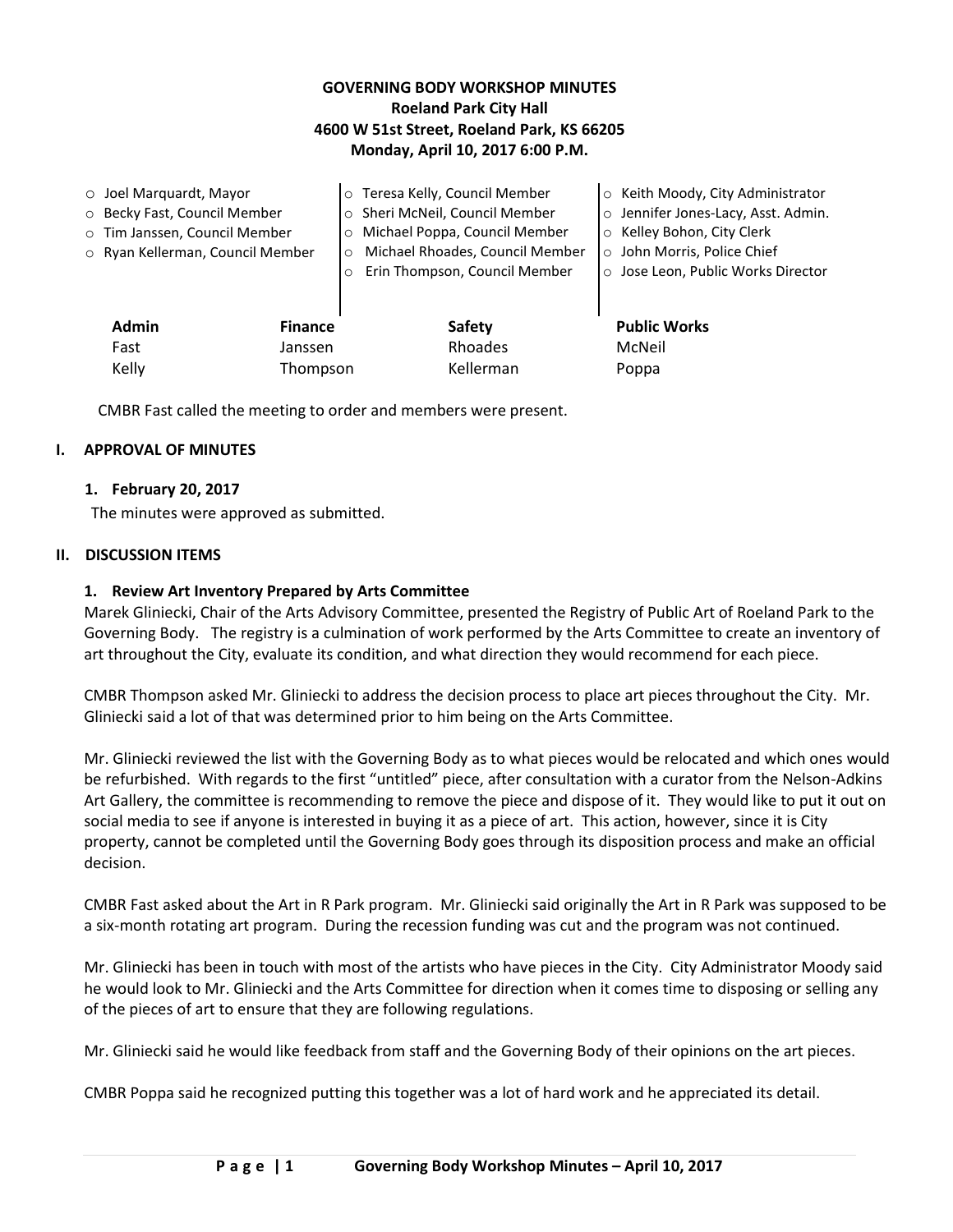**GOVERNING BODY WORKSHOP MINUTES**
**Roeland Park City Hall**
**4600 W 51st Street, Roeland Park, KS 66205**
**Monday, April 10, 2017 6:00 P.M.**

- Joel Marquardt, Mayor
- Becky Fast, Council Member
- Tim Janssen, Council Member
- Ryan Kellerman, Council Member
- Teresa Kelly, Council Member
- Sheri McNeil, Council Member
- Michael Poppa, Council Member
- Michael Rhoades, Council Member
- Erin Thompson, Council Member
- Keith Moody, City Administrator
- Jennifer Jones-Lacy, Asst. Admin.
- Kelley Bohon, City Clerk
- John Morris, Police Chief
- Jose Leon, Public Works Director

| **Admin** | **Finance** | **Safety** | **Public Works** |
|---|---|---|---|
| Fast | Janssen | Rhoades | McNeil |
| Kelly | Thompson | Kellerman | Poppa |

CMBR Fast called the meeting to order and members were present.

## I. APPROVAL OF MINUTES

### 1. February 20, 2017

The minutes were approved as submitted.

## II. DISCUSSION ITEMS

### 1. Review Art Inventory Prepared by Arts Committee

Marek Gliniecki, Chair of the Arts Advisory Committee, presented the Registry of Public Art of Roeland Park to the Governing Body. The registry is a culmination of work performed by the Arts Committee to create an inventory of art throughout the City, evaluate its condition, and what direction they would recommend for each piece.

CMBR Thompson asked Mr. Gliniecki to address the decision process to place art pieces throughout the City. Mr. Gliniecki said a lot of that was determined prior to him being on the Arts Committee.

Mr. Gliniecki reviewed the list with the Governing Body as to what pieces would be relocated and which ones would be refurbished. With regards to the first "untitled" piece, after consultation with a curator from the Nelson-Adkins Art Gallery, the committee is recommending to remove the piece and dispose of it. They would like to put it out on social media to see if anyone is interested in buying it as a piece of art. This action, however, since it is City property, cannot be completed until the Governing Body goes through its disposition process and make an official decision.

CMBR Fast asked about the Art in R Park program. Mr. Gliniecki said originally the Art in R Park was supposed to be a six-month rotating art program. During the recession funding was cut and the program was not continued.

Mr. Gliniecki has been in touch with most of the artists who have pieces in the City. City Administrator Moody said he would look to Mr. Gliniecki and the Arts Committee for direction when it comes time to disposing or selling any of the pieces of art to ensure that they are following regulations.

Mr. Gliniecki said he would like feedback from staff and the Governing Body of their opinions on the art pieces.

CMBR Poppa said he recognized putting this together was a lot of hard work and he appreciated its detail.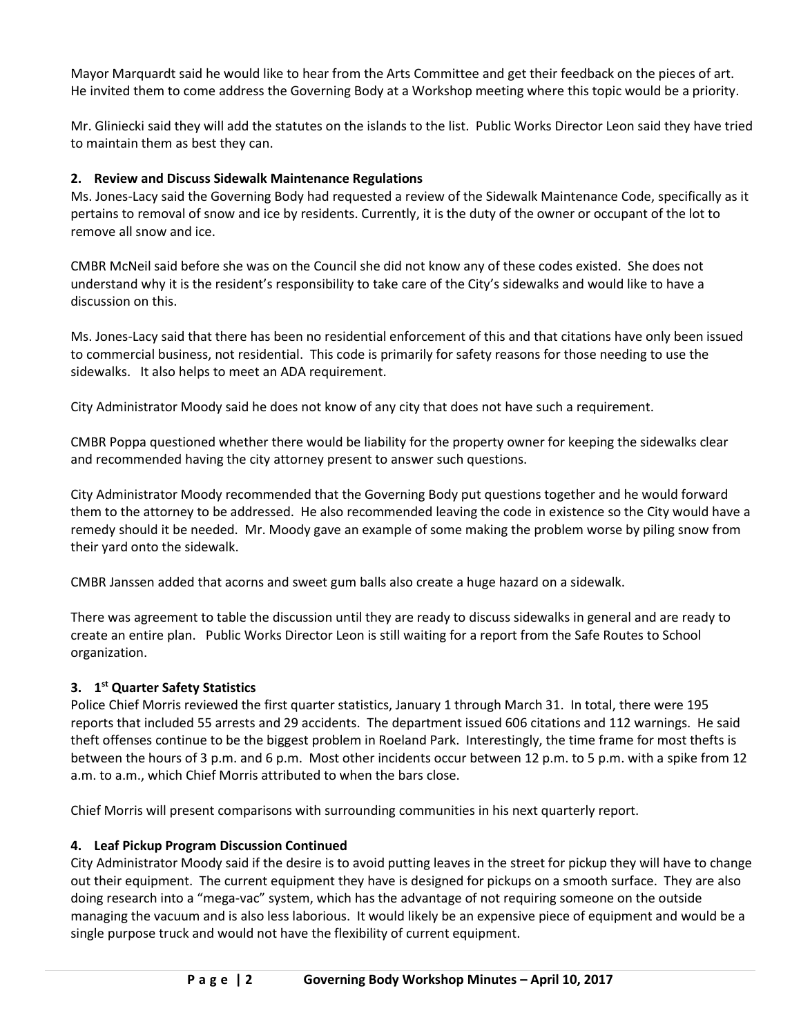Mayor Marquardt said he would like to hear from the Arts Committee and get their feedback on the pieces of art. He invited them to come address the Governing Body at a Workshop meeting where this topic would be a priority.

Mr. Gliniecki said they will add the statutes on the islands to the list. Public Works Director Leon said they have tried to maintain them as best they can.

**2. Review and Discuss Sidewalk Maintenance Regulations**

Ms. Jones-Lacy said the Governing Body had requested a review of the Sidewalk Maintenance Code, specifically as it pertains to removal of snow and ice by residents. Currently, it is the duty of the owner or occupant of the lot to remove all snow and ice.

CMBR McNeil said before she was on the Council she did not know any of these codes existed. She does not understand why it is the resident's responsibility to take care of the City's sidewalks and would like to have a discussion on this.

Ms. Jones-Lacy said that there has been no residential enforcement of this and that citations have only been issued to commercial business, not residential. This code is primarily for safety reasons for those needing to use the sidewalks. It also helps to meet an ADA requirement.

City Administrator Moody said he does not know of any city that does not have such a requirement.

CMBR Poppa questioned whether there would be liability for the property owner for keeping the sidewalks clear and recommended having the city attorney present to answer such questions.

City Administrator Moody recommended that the Governing Body put questions together and he would forward them to the attorney to be addressed. He also recommended leaving the code in existence so the City would have a remedy should it be needed. Mr. Moody gave an example of some making the problem worse by piling snow from their yard onto the sidewalk.

CMBR Janssen added that acorns and sweet gum balls also create a huge hazard on a sidewalk.

There was agreement to table the discussion until they are ready to discuss sidewalks in general and are ready to create an entire plan. Public Works Director Leon is still waiting for a report from the Safe Routes to School organization.

**3. 1st Quarter Safety Statistics**

Police Chief Morris reviewed the first quarter statistics, January 1 through March 31. In total, there were 195 reports that included 55 arrests and 29 accidents. The department issued 606 citations and 112 warnings. He said theft offenses continue to be the biggest problem in Roeland Park. Interestingly, the time frame for most thefts is between the hours of 3 p.m. and 6 p.m. Most other incidents occur between 12 p.m. to 5 p.m. with a spike from 12 a.m. to a.m., which Chief Morris attributed to when the bars close.

Chief Morris will present comparisons with surrounding communities in his next quarterly report.

**4. Leaf Pickup Program Discussion Continued**

City Administrator Moody said if the desire is to avoid putting leaves in the street for pickup they will have to change out their equipment. The current equipment they have is designed for pickups on a smooth surface. They are also doing research into a "mega-vac" system, which has the advantage of not requiring someone on the outside managing the vacuum and is also less laborious. It would likely be an expensive piece of equipment and would be a single purpose truck and would not have the flexibility of current equipment.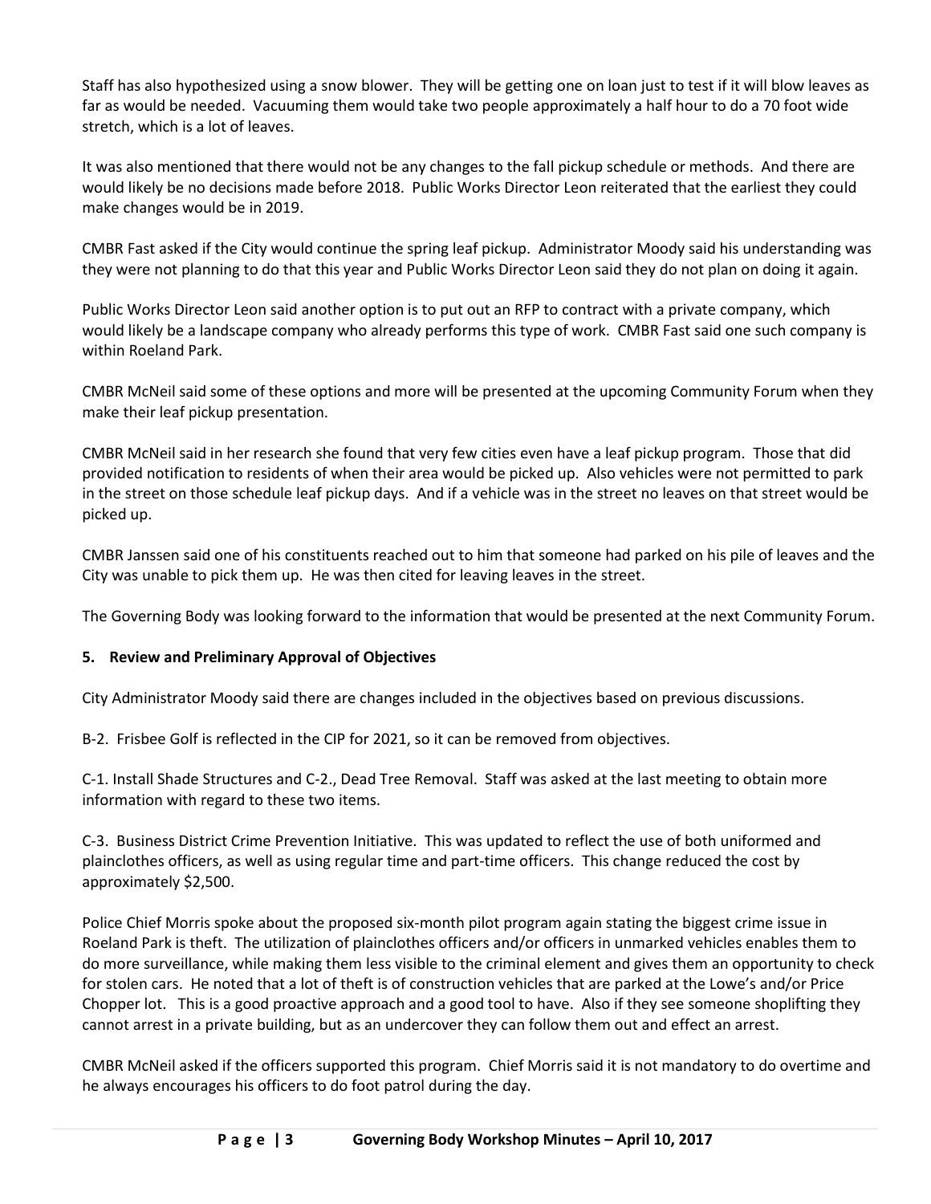Staff has also hypothesized using a snow blower. They will be getting one on loan just to test if it will blow leaves as far as would be needed. Vacuuming them would take two people approximately a half hour to do a 70 foot wide stretch, which is a lot of leaves.

It was also mentioned that there would not be any changes to the fall pickup schedule or methods. And there are would likely be no decisions made before 2018. Public Works Director Leon reiterated that the earliest they could make changes would be in 2019.

CMBR Fast asked if the City would continue the spring leaf pickup. Administrator Moody said his understanding was they were not planning to do that this year and Public Works Director Leon said they do not plan on doing it again.

Public Works Director Leon said another option is to put out an RFP to contract with a private company, which would likely be a landscape company who already performs this type of work. CMBR Fast said one such company is within Roeland Park.

CMBR McNeil said some of these options and more will be presented at the upcoming Community Forum when they make their leaf pickup presentation.

CMBR McNeil said in her research she found that very few cities even have a leaf pickup program. Those that did provided notification to residents of when their area would be picked up. Also vehicles were not permitted to park in the street on those schedule leaf pickup days. And if a vehicle was in the street no leaves on that street would be picked up.

CMBR Janssen said one of his constituents reached out to him that someone had parked on his pile of leaves and the City was unable to pick them up. He was then cited for leaving leaves in the street.

The Governing Body was looking forward to the information that would be presented at the next Community Forum.

**5. Review and Preliminary Approval of Objectives**

City Administrator Moody said there are changes included in the objectives based on previous discussions.

B-2. Frisbee Golf is reflected in the CIP for 2021, so it can be removed from objectives.

C-1. Install Shade Structures and C-2., Dead Tree Removal. Staff was asked at the last meeting to obtain more information with regard to these two items.

C-3. Business District Crime Prevention Initiative. This was updated to reflect the use of both uniformed and plainclothes officers, as well as using regular time and part-time officers. This change reduced the cost by approximately $2,500.

Police Chief Morris spoke about the proposed six-month pilot program again stating the biggest crime issue in Roeland Park is theft. The utilization of plainclothes officers and/or officers in unmarked vehicles enables them to do more surveillance, while making them less visible to the criminal element and gives them an opportunity to check for stolen cars. He noted that a lot of theft is of construction vehicles that are parked at the Lowe's and/or Price Chopper lot. This is a good proactive approach and a good tool to have. Also if they see someone shoplifting they cannot arrest in a private building, but as an undercover they can follow them out and effect an arrest.

CMBR McNeil asked if the officers supported this program. Chief Morris said it is not mandatory to do overtime and he always encourages his officers to do foot patrol during the day.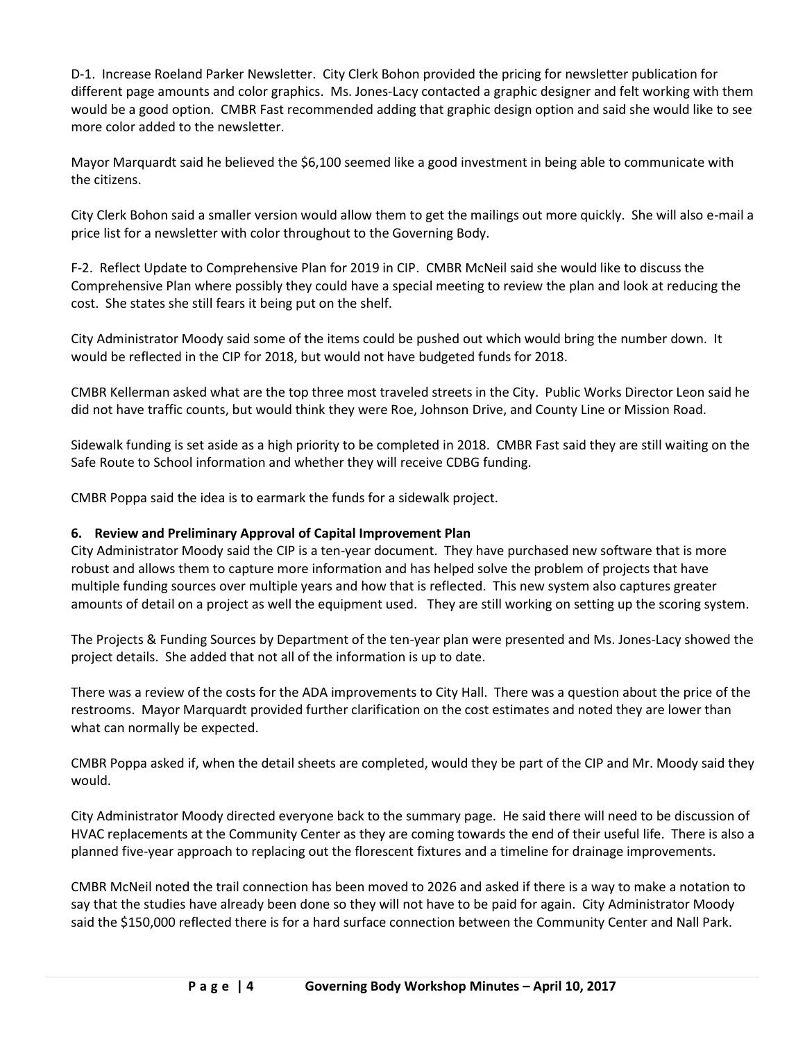D-1. Increase Roeland Parker Newsletter. City Clerk Bohon provided the pricing for newsletter publication for different page amounts and color graphics. Ms. Jones-Lacy contacted a graphic designer and felt working with them would be a good option. CMBR Fast recommended adding that graphic design option and said she would like to see more color added to the newsletter.

Mayor Marquardt said he believed the $6,100 seemed like a good investment in being able to communicate with the citizens.

City Clerk Bohon said a smaller version would allow them to get the mailings out more quickly. She will also e-mail a price list for a newsletter with color throughout to the Governing Body.

F-2. Reflect Update to Comprehensive Plan for 2019 in CIP. CMBR McNeil said she would like to discuss the Comprehensive Plan where possibly they could have a special meeting to review the plan and look at reducing the cost. She states she still fears it being put on the shelf.

City Administrator Moody said some of the items could be pushed out which would bring the number down. It would be reflected in the CIP for 2018, but would not have budgeted funds for 2018.

CMBR Kellerman asked what are the top three most traveled streets in the City. Public Works Director Leon said he did not have traffic counts, but would think they were Roe, Johnson Drive, and County Line or Mission Road.

Sidewalk funding is set aside as a high priority to be completed in 2018. CMBR Fast said they are still waiting on the Safe Route to School information and whether they will receive CDBG funding.

CMBR Poppa said the idea is to earmark the funds for a sidewalk project.

**6. Review and Preliminary Approval of Capital Improvement Plan**

City Administrator Moody said the CIP is a ten-year document. They have purchased new software that is more robust and allows them to capture more information and has helped solve the problem of projects that have multiple funding sources over multiple years and how that is reflected. This new system also captures greater amounts of detail on a project as well the equipment used. They are still working on setting up the scoring system.

The Projects & Funding Sources by Department of the ten-year plan were presented and Ms. Jones-Lacy showed the project details. She added that not all of the information is up to date.

There was a review of the costs for the ADA improvements to City Hall. There was a question about the price of the restrooms. Mayor Marquardt provided further clarification on the cost estimates and noted they are lower than what can normally be expected.

CMBR Poppa asked if, when the detail sheets are completed, would they be part of the CIP and Mr. Moody said they would.

City Administrator Moody directed everyone back to the summary page. He said there will need to be discussion of HVAC replacements at the Community Center as they are coming towards the end of their useful life. There is also a planned five-year approach to replacing out the florescent fixtures and a timeline for drainage improvements.

CMBR McNeil noted the trail connection has been moved to 2026 and asked if there is a way to make a notation to say that the studies have already been done so they will not have to be paid for again. City Administrator Moody said the $150,000 reflected there is for a hard surface connection between the Community Center and Nall Park.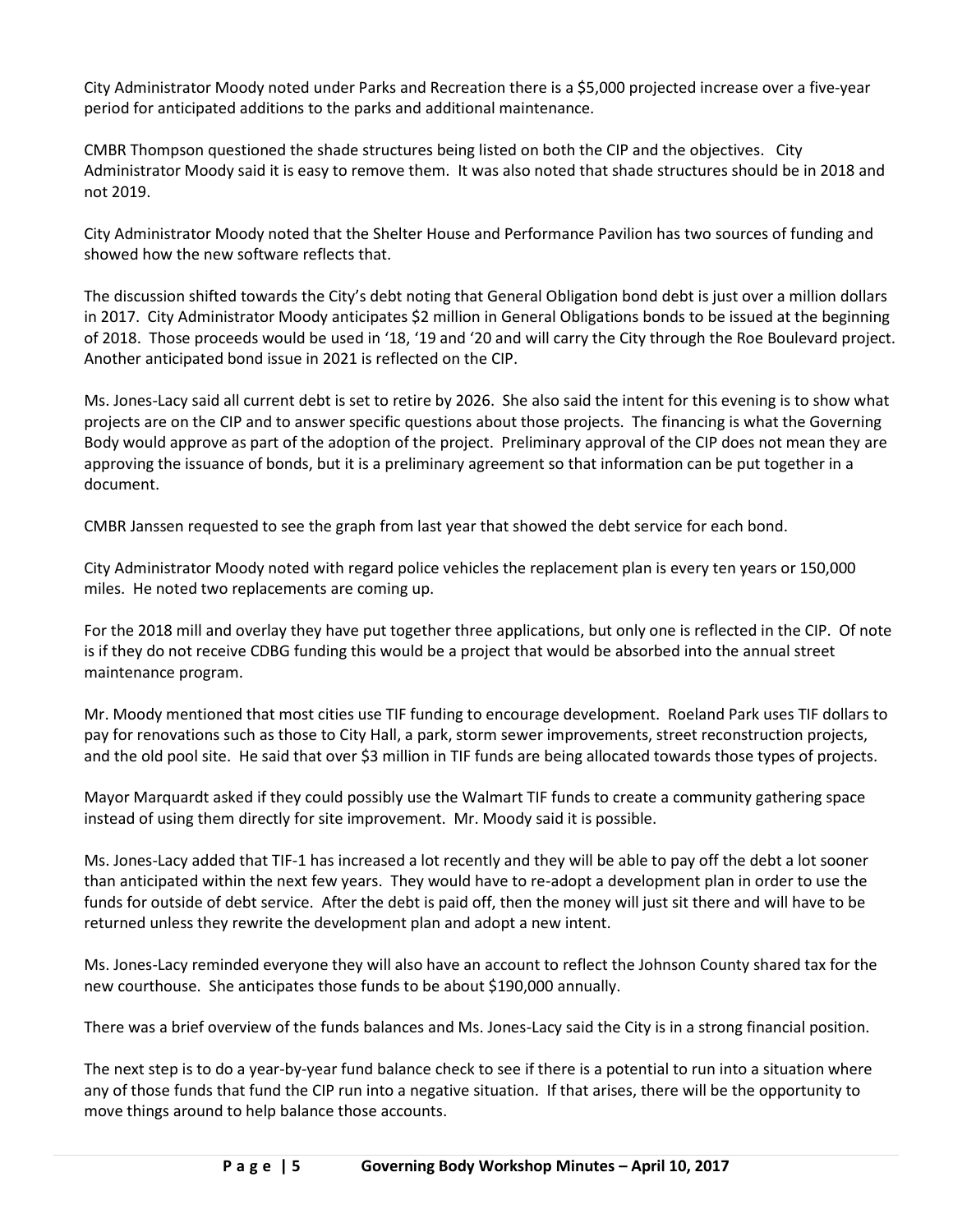City Administrator Moody noted under Parks and Recreation there is a $5,000 projected increase over a five-year period for anticipated additions to the parks and additional maintenance.

CMBR Thompson questioned the shade structures being listed on both the CIP and the objectives. City Administrator Moody said it is easy to remove them. It was also noted that shade structures should be in 2018 and not 2019.

City Administrator Moody noted that the Shelter House and Performance Pavilion has two sources of funding and showed how the new software reflects that.

The discussion shifted towards the City's debt noting that General Obligation bond debt is just over a million dollars in 2017. City Administrator Moody anticipates $2 million in General Obligations bonds to be issued at the beginning of 2018. Those proceeds would be used in '18, '19 and '20 and will carry the City through the Roe Boulevard project. Another anticipated bond issue in 2021 is reflected on the CIP.

Ms. Jones-Lacy said all current debt is set to retire by 2026. She also said the intent for this evening is to show what projects are on the CIP and to answer specific questions about those projects. The financing is what the Governing Body would approve as part of the adoption of the project. Preliminary approval of the CIP does not mean they are approving the issuance of bonds, but it is a preliminary agreement so that information can be put together in a document.

CMBR Janssen requested to see the graph from last year that showed the debt service for each bond.

City Administrator Moody noted with regard police vehicles the replacement plan is every ten years or 150,000 miles. He noted two replacements are coming up.

For the 2018 mill and overlay they have put together three applications, but only one is reflected in the CIP. Of note is if they do not receive CDBG funding this would be a project that would be absorbed into the annual street maintenance program.

Mr. Moody mentioned that most cities use TIF funding to encourage development. Roeland Park uses TIF dollars to pay for renovations such as those to City Hall, a park, storm sewer improvements, street reconstruction projects, and the old pool site. He said that over $3 million in TIF funds are being allocated towards those types of projects.

Mayor Marquardt asked if they could possibly use the Walmart TIF funds to create a community gathering space instead of using them directly for site improvement. Mr. Moody said it is possible.

Ms. Jones-Lacy added that TIF-1 has increased a lot recently and they will be able to pay off the debt a lot sooner than anticipated within the next few years. They would have to re-adopt a development plan in order to use the funds for outside of debt service. After the debt is paid off, then the money will just sit there and will have to be returned unless they rewrite the development plan and adopt a new intent.

Ms. Jones-Lacy reminded everyone they will also have an account to reflect the Johnson County shared tax for the new courthouse. She anticipates those funds to be about $190,000 annually.

There was a brief overview of the funds balances and Ms. Jones-Lacy said the City is in a strong financial position.

The next step is to do a year-by-year fund balance check to see if there is a potential to run into a situation where any of those funds that fund the CIP run into a negative situation. If that arises, there will be the opportunity to move things around to help balance those accounts.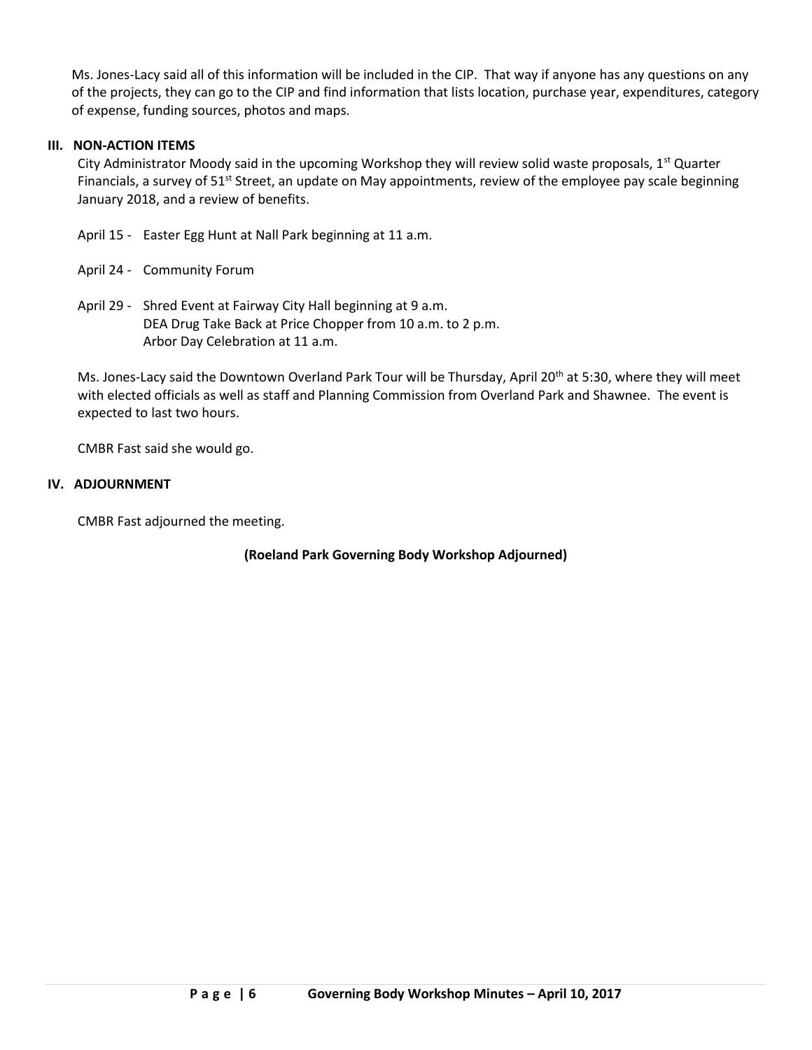Ms. Jones-Lacy said all of this information will be included in the CIP. That way if anyone has any questions on any of the projects, they can go to the CIP and find information that lists location, purchase year, expenditures, category of expense, funding sources, photos and maps.

## III. NON-ACTION ITEMS

City Administrator Moody said in the upcoming Workshop they will review solid waste proposals, 1st Quarter Financials, a survey of 51st Street, an update on May appointments, review of the employee pay scale beginning January 2018, and a review of benefits.

April 15 - Easter Egg Hunt at Nall Park beginning at 11 a.m.

April 24 - Community Forum

April 29 - Shred Event at Fairway City Hall beginning at 9 a.m.
DEA Drug Take Back at Price Chopper from 10 a.m. to 2 p.m.
Arbor Day Celebration at 11 a.m.

Ms. Jones-Lacy said the Downtown Overland Park Tour will be Thursday, April 20th at 5:30, where they will meet with elected officials as well as staff and Planning Commission from Overland Park and Shawnee. The event is expected to last two hours.

CMBR Fast said she would go.

## IV. ADJOURNMENT

CMBR Fast adjourned the meeting.

**(Roeland Park Governing Body Workshop Adjourned)**